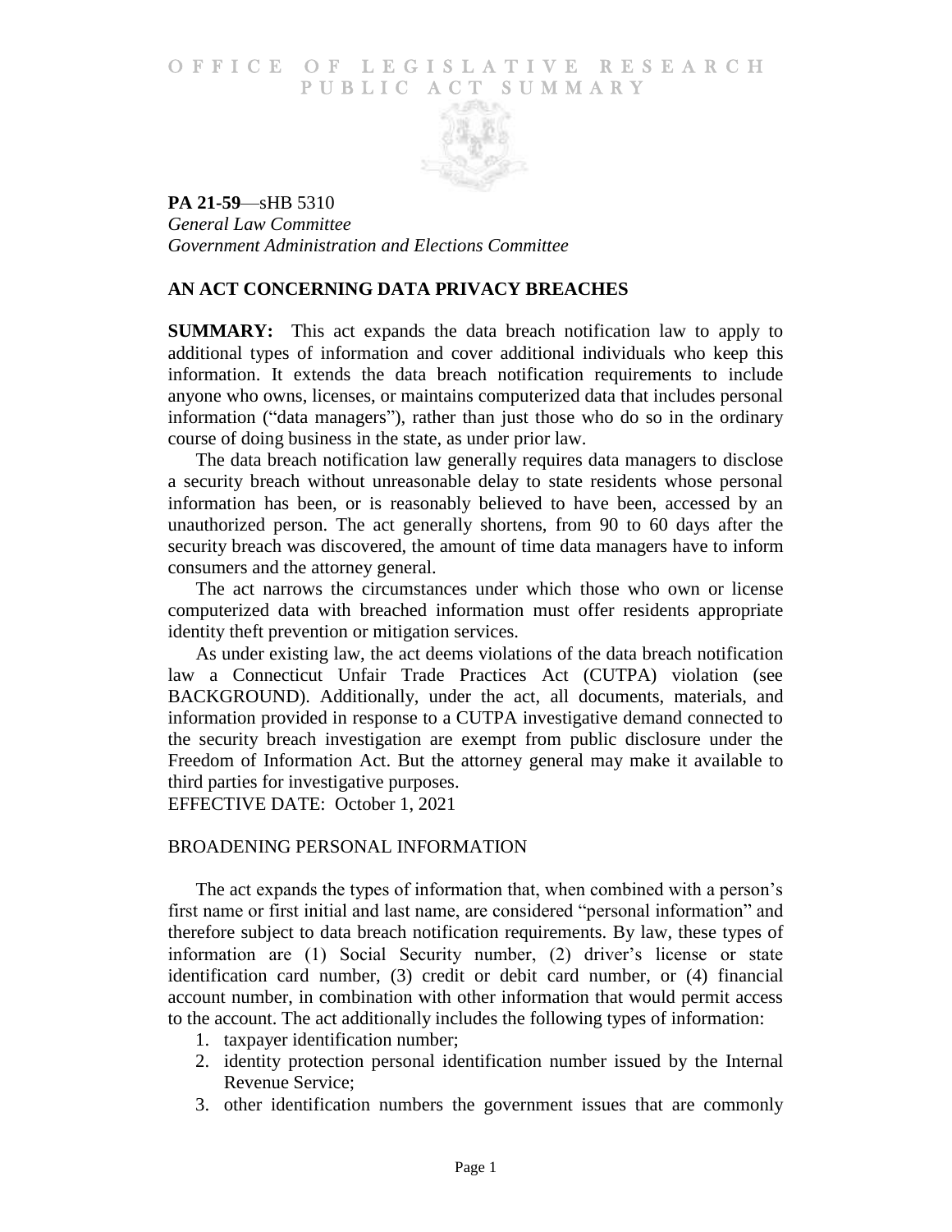# OFFICE OF LEGISLATIVE RESEARCH PUBLIC ACT SUMMARY

**PA 21-59**—sHB 5310
*General Law Committee*
*Government Administration and Elections Committee*

## AN ACT CONCERNING DATA PRIVACY BREACHES

**SUMMARY:** This act expands the data breach notification law to apply to additional types of information and cover additional individuals who keep this information. It extends the data breach notification requirements to include anyone who owns, licenses, or maintains computerized data that includes personal information ("data managers"), rather than just those who do so in the ordinary course of doing business in the state, as under prior law.

The data breach notification law generally requires data managers to disclose a security breach without unreasonable delay to state residents whose personal information has been, or is reasonably believed to have been, accessed by an unauthorized person. The act generally shortens, from 90 to 60 days after the security breach was discovered, the amount of time data managers have to inform consumers and the attorney general.

The act narrows the circumstances under which those who own or license computerized data with breached information must offer residents appropriate identity theft prevention or mitigation services.

As under existing law, the act deems violations of the data breach notification law a Connecticut Unfair Trade Practices Act (CUTPA) violation (see BACKGROUND). Additionally, under the act, all documents, materials, and information provided in response to a CUTPA investigative demand connected to the security breach investigation are exempt from public disclosure under the Freedom of Information Act. But the attorney general may make it available to third parties for investigative purposes.

EFFECTIVE DATE: October 1, 2021

### BROADENING PERSONAL INFORMATION

The act expands the types of information that, when combined with a person's first name or first initial and last name, are considered "personal information" and therefore subject to data breach notification requirements. By law, these types of information are (1) Social Security number, (2) driver's license or state identification card number, (3) credit or debit card number, or (4) financial account number, in combination with other information that would permit access to the account. The act additionally includes the following types of information:

1. taxpayer identification number;
2. identity protection personal identification number issued by the Internal Revenue Service;
3. other identification numbers the government issues that are commonly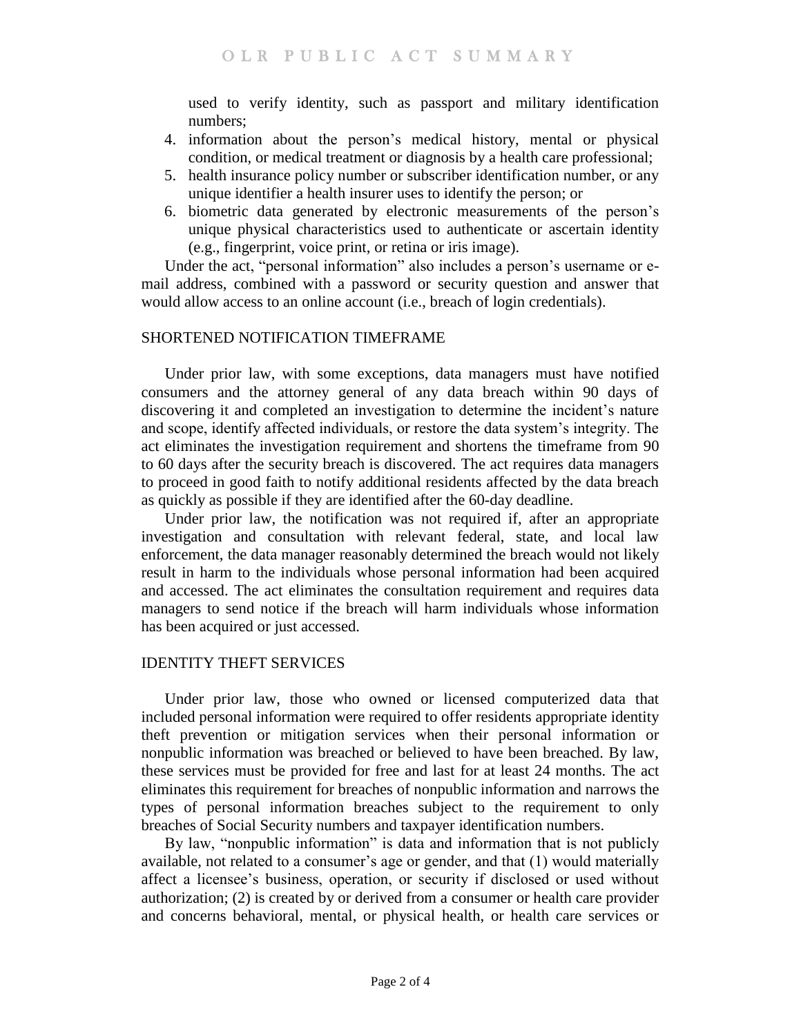used to verify identity, such as passport and military identification numbers;

4. information about the person's medical history, mental or physical condition, or medical treatment or diagnosis by a health care professional;
5. health insurance policy number or subscriber identification number, or any unique identifier a health insurer uses to identify the person; or
6. biometric data generated by electronic measurements of the person's unique physical characteristics used to authenticate or ascertain identity (e.g., fingerprint, voice print, or retina or iris image).

Under the act, "personal information" also includes a person's username or e-mail address, combined with a password or security question and answer that would allow access to an online account (i.e., breach of login credentials).

## SHORTENED NOTIFICATION TIMEFRAME

Under prior law, with some exceptions, data managers must have notified consumers and the attorney general of any data breach within 90 days of discovering it and completed an investigation to determine the incident's nature and scope, identify affected individuals, or restore the data system's integrity. The act eliminates the investigation requirement and shortens the timeframe from 90 to 60 days after the security breach is discovered. The act requires data managers to proceed in good faith to notify additional residents affected by the data breach as quickly as possible if they are identified after the 60-day deadline.

Under prior law, the notification was not required if, after an appropriate investigation and consultation with relevant federal, state, and local law enforcement, the data manager reasonably determined the breach would not likely result in harm to the individuals whose personal information had been acquired and accessed. The act eliminates the consultation requirement and requires data managers to send notice if the breach will harm individuals whose information has been acquired or just accessed.

## IDENTITY THEFT SERVICES

Under prior law, those who owned or licensed computerized data that included personal information were required to offer residents appropriate identity theft prevention or mitigation services when their personal information or nonpublic information was breached or believed to have been breached. By law, these services must be provided for free and last for at least 24 months. The act eliminates this requirement for breaches of nonpublic information and narrows the types of personal information breaches subject to the requirement to only breaches of Social Security numbers and taxpayer identification numbers.

By law, "nonpublic information" is data and information that is not publicly available, not related to a consumer's age or gender, and that (1) would materially affect a licensee's business, operation, or security if disclosed or used without authorization; (2) is created by or derived from a consumer or health care provider and concerns behavioral, mental, or physical health, or health care services or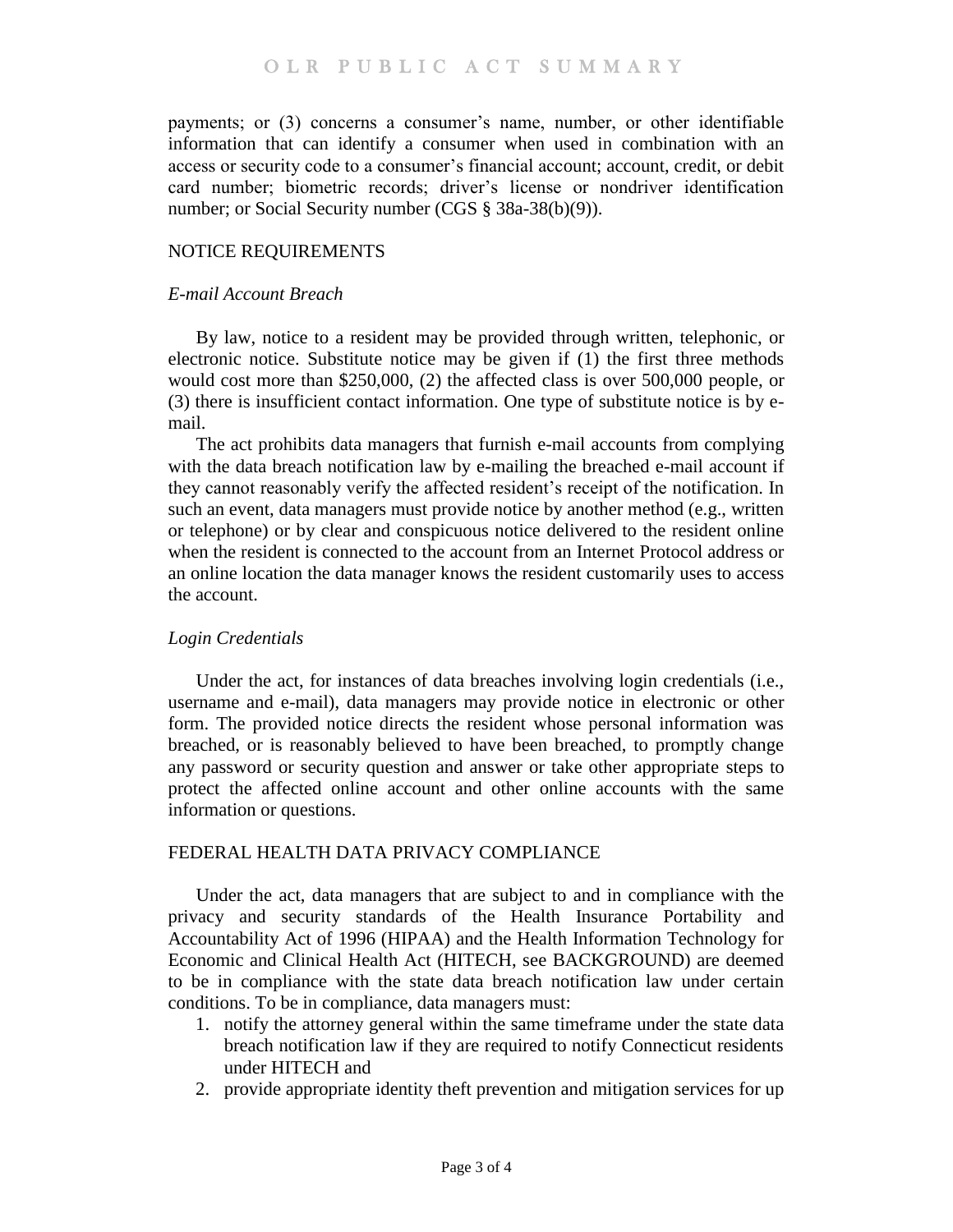payments; or (3) concerns a consumer's name, number, or other identifiable information that can identify a consumer when used in combination with an access or security code to a consumer's financial account; account, credit, or debit card number; biometric records; driver's license or nondriver identification number; or Social Security number (CGS § 38a-38(b)(9)).

## NOTICE REQUIREMENTS

### *E-mail Account Breach*

By law, notice to a resident may be provided through written, telephonic, or electronic notice. Substitute notice may be given if (1) the first three methods would cost more than $250,000, (2) the affected class is over 500,000 people, or (3) there is insufficient contact information. One type of substitute notice is by e-mail.

The act prohibits data managers that furnish e-mail accounts from complying with the data breach notification law by e-mailing the breached e-mail account if they cannot reasonably verify the affected resident's receipt of the notification. In such an event, data managers must provide notice by another method (e.g., written or telephone) or by clear and conspicuous notice delivered to the resident online when the resident is connected to the account from an Internet Protocol address or an online location the data manager knows the resident customarily uses to access the account.

### *Login Credentials*

Under the act, for instances of data breaches involving login credentials (i.e., username and e-mail), data managers may provide notice in electronic or other form. The provided notice directs the resident whose personal information was breached, or is reasonably believed to have been breached, to promptly change any password or security question and answer or take other appropriate steps to protect the affected online account and other online accounts with the same information or questions.

## FEDERAL HEALTH DATA PRIVACY COMPLIANCE

Under the act, data managers that are subject to and in compliance with the privacy and security standards of the Health Insurance Portability and Accountability Act of 1996 (HIPAA) and the Health Information Technology for Economic and Clinical Health Act (HITECH, see BACKGROUND) are deemed to be in compliance with the state data breach notification law under certain conditions. To be in compliance, data managers must:

1. notify the attorney general within the same timeframe under the state data breach notification law if they are required to notify Connecticut residents under HITECH and
2. provide appropriate identity theft prevention and mitigation services for up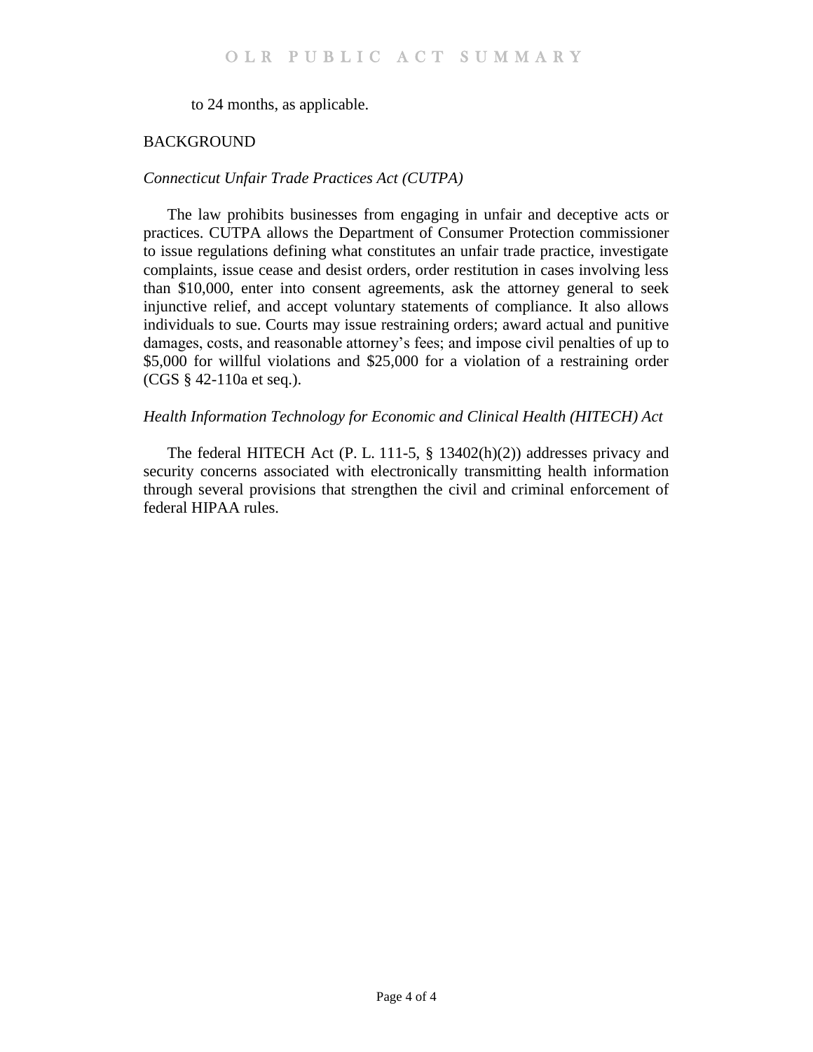to 24 months, as applicable.

## BACKGROUND

### *Connecticut Unfair Trade Practices Act (CUTPA)*

The law prohibits businesses from engaging in unfair and deceptive acts or practices. CUTPA allows the Department of Consumer Protection commissioner to issue regulations defining what constitutes an unfair trade practice, investigate complaints, issue cease and desist orders, order restitution in cases involving less than $10,000, enter into consent agreements, ask the attorney general to seek injunctive relief, and accept voluntary statements of compliance. It also allows individuals to sue. Courts may issue restraining orders; award actual and punitive damages, costs, and reasonable attorney's fees; and impose civil penalties of up to $5,000 for willful violations and $25,000 for a violation of a restraining order (CGS § 42-110a et seq.).

### *Health Information Technology for Economic and Clinical Health (HITECH) Act*

The federal HITECH Act (P. L. 111-5, § 13402(h)(2)) addresses privacy and security concerns associated with electronically transmitting health information through several provisions that strengthen the civil and criminal enforcement of federal HIPAA rules.